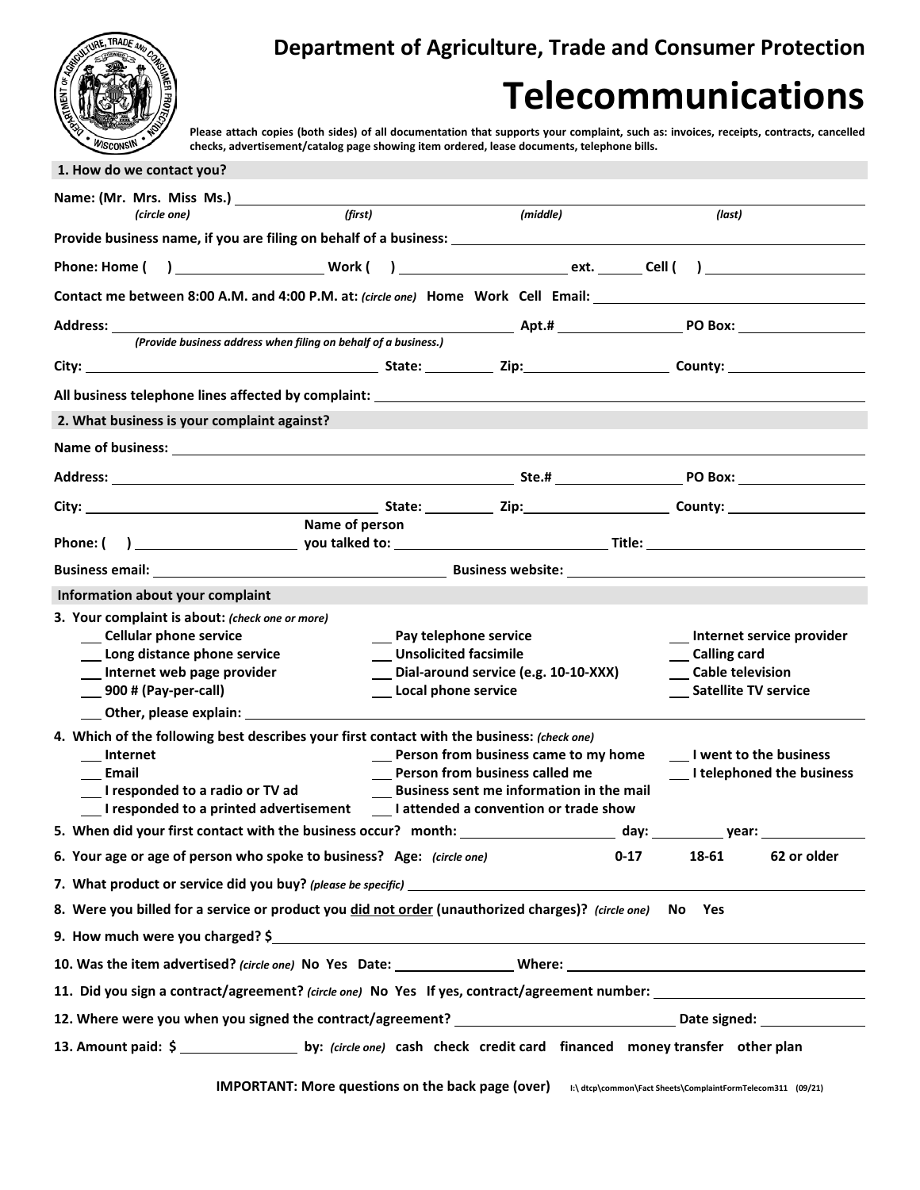# Department of Agriculture, Trade and Consumer Protection

# Telecommunications

**Please attach copies (both sides) of all documentation that supports your complaint, such as: invoices, receipts, contracts, cancelled checks, advertisement/catalog page showing item ordered, lease documents, telephone bills.**

## 1. How do we contact you?

**Name: (Mr. Mrs. Miss Ms.)** ______________________________________________
*(circle one)* *(first)* *(middle)* *(last)*

**Provide business name, if you are filing on behalf of a business:** ______________________________

**Phone: Home (    )** ______________ **Work (    )** ______________ **ext.** ______ **Cell (    )** ______________

**Contact me between 8:00 A.M. and 4:00 P.M. at:** *(circle one)* **Home Work Cell Email:** ______________

**Address:** ______________________________ **Apt.#** ______________ **PO Box:** ______________
*(Provide business address when filing on behalf of a business.)*

**City:** ______________________ **State:** ________ **Zip:** ______________ **County:** ______________

**All business telephone lines affected by complaint:** ______________________________

## 2. What business is your complaint against?

**Name of business:** ______________________________________________

**Address:** ______________________________ **Ste.#** ______________ **PO Box:** ______________

**City:** ______________________ **State:** ________ **Zip:** ______________ **County:** ______________

**Phone: (    )** ______________ **Name of person you talked to:** ______________________ **Title:** ______________

**Business email:** ______________________ **Business website:** ______________________

## Information about your complaint

**3. Your complaint is about:** *(check one or more)*

- ___ **Cellular phone service**
- ___ **Long distance phone service**
- ___ **Internet web page provider**
- ___ **900 # (Pay-per-call)**
- ___ **Pay telephone service**
- ___ **Unsolicited facsimile**
- ___ **Dial-around service (e.g. 10-10-XXX)**
- ___ **Local phone service**
- ___ **Internet service provider**
- ___ **Calling card**
- ___ **Cable television**
- ___ **Satellite TV service**
- ___ **Other, please explain:** ______________________________

**4. Which of the following best describes your first contact with the business:** *(check one)*

- ___ **Internet**
- ___ **Email**
- ___ **I responded to a radio or TV ad**
- ___ **I responded to a printed advertisement**
- ___ **Person from business came to my home**
- ___ **Person from business called me**
- ___ **Business sent me information in the mail**
- ___ **I attended a convention or trade show**
- ___ **I went to the business**
- ___ **I telephoned the business**

**5. When did your first contact with the business occur? month:** ______________ **day:** ________ **year:** ________

**6. Your age or age of person who spoke to business? Age:** *(circle one)* **0-17 18-61 62 or older**

**7. What product or service did you buy?** *(please be specific)* ______________________________

**8. Were you billed for a service or product you <u>did not order</u> (unauthorized charges)?** *(circle one)* **No Yes**

**9. How much were you charged? $** ______________________________

**10. Was the item advertised?** *(circle one)* **No Yes Date:** ______________ **Where:** ______________________

**11. Did you sign a contract/agreement?** *(circle one)* **No Yes If yes, contract/agreement number:** ______________

**12. Where were you when you signed the contract/agreement?** ______________________ **Date signed:** ______________

**13. Amount paid: $** ______________ **by:** *(circle one)* **cash check credit card financed money transfer other plan**

**IMPORTANT: More questions on the back page (over)** I:\ dtcp\common\Fact Sheets\ComplaintFormTelecom311 (09/21)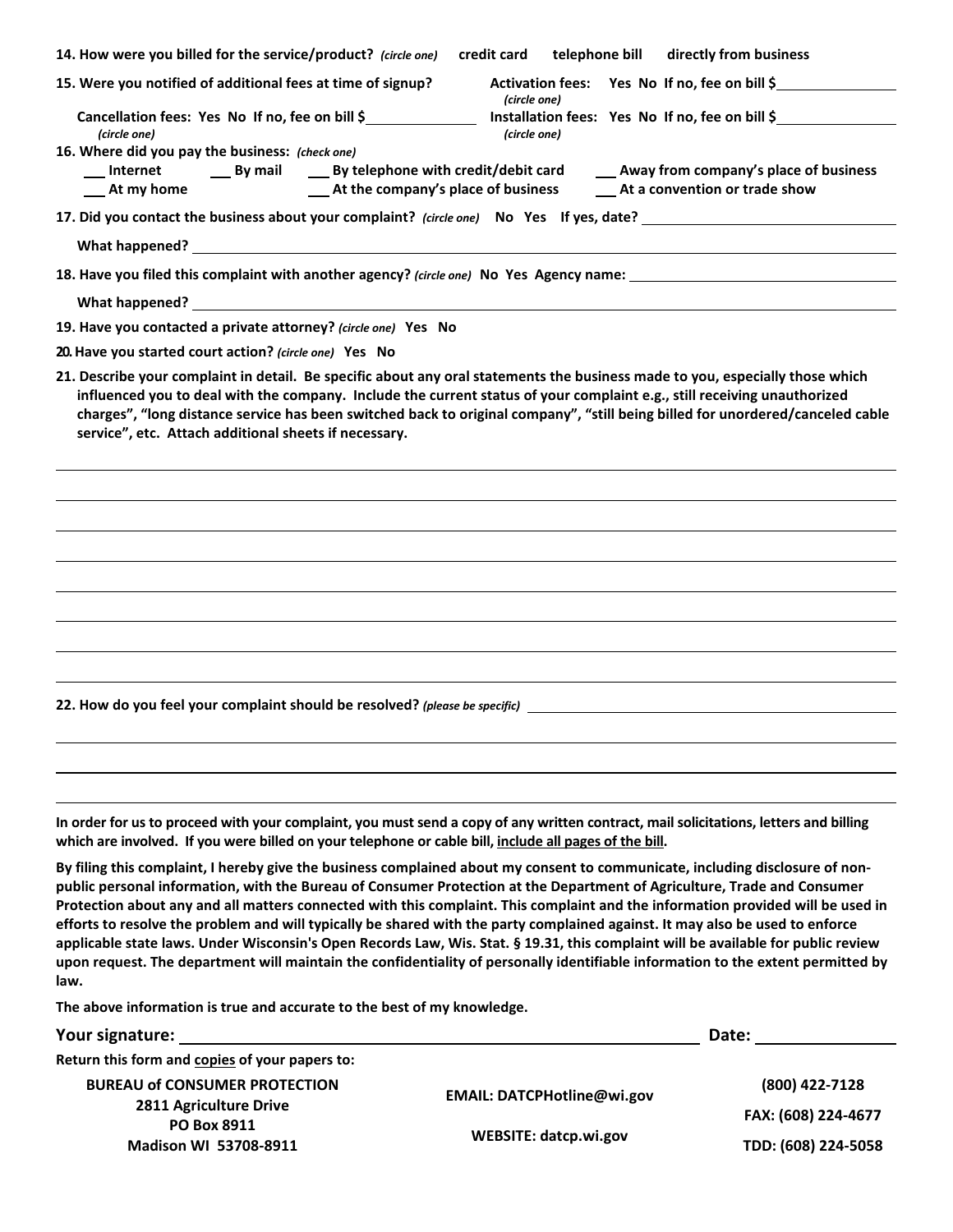**14. How were you billed for the service/product?** *(circle one)* **credit card telephone bill directly from business**

**15. Were you notified of additional fees at time of signup?** **Activation fees: Yes No If no, fee on bill $\_\_\_\_\_\_\_\_\_\_**
*(circle one)*

**Cancellation fees: Yes No If no, fee on bill $\_\_\_\_\_\_\_\_\_\_** **Installation fees: Yes No If no, fee on bill $\_\_\_\_\_\_\_\_\_\_**
*(circle one)* *(circle one)*

**16. Where did you pay the business:** *(check one)*

___ **Internet** ___ **By mail** ___ **By telephone with credit/debit card** ___ **Away from company's place of business**
___ **At my home** ___ **At the company's place of business** ___ **At a convention or trade show**

**17. Did you contact the business about your complaint?** *(circle one)* **No Yes If yes, date?** \_\_\_\_\_\_\_\_\_\_\_\_\_\_\_\_\_\_\_\_

**What happened?** \_\_\_\_\_\_\_\_\_\_\_\_\_\_\_\_\_\_\_\_\_\_\_\_\_\_\_\_\_\_\_\_\_\_\_\_\_\_\_\_

**18. Have you filed this complaint with another agency?** *(circle one)* **No Yes Agency name:** \_\_\_\_\_\_\_\_\_\_\_\_\_\_\_\_\_\_\_\_

**What happened?** \_\_\_\_\_\_\_\_\_\_\_\_\_\_\_\_\_\_\_\_\_\_\_\_\_\_\_\_\_\_\_\_\_\_\_\_\_\_\_\_

**19. Have you contacted a private attorney?** *(circle one)* **Yes No**

**20. Have you started court action?** *(circle one)* **Yes No**

**21. Describe your complaint in detail. Be specific about any oral statements the business made to you, especially those which influenced you to deal with the company. Include the current status of your complaint e.g., still receiving unauthorized charges", "long distance service has been switched back to original company", "still being billed for unordered/canceled cable service", etc. Attach additional sheets if necessary.**

\_\_\_\_\_\_\_\_\_\_\_\_\_\_\_\_\_\_\_\_\_\_\_\_\_\_\_\_\_\_\_\_\_\_\_\_\_\_\_\_\_\_\_\_\_\_\_\_\_\_\_\_\_\_\_\_

**22. How do you feel your complaint should be resolved?** *(please be specific)* \_\_\_\_\_\_\_\_\_\_\_\_\_\_\_\_\_\_\_\_\_\_\_\_\_\_\_\_\_\_\_\_

\_\_\_\_\_\_\_\_\_\_\_\_\_\_\_\_\_\_\_\_\_\_\_\_\_\_\_\_\_\_\_\_\_\_\_\_\_\_\_\_\_\_\_\_\_\_\_\_\_\_\_\_\_\_\_\_

**In order for us to proceed with your complaint, you must send a copy of any written contract, mail solicitations, letters and billing which are involved. If you were billed on your telephone or cable bill, <u>include all pages of the bill</u>.**

**By filing this complaint, I hereby give the business complained about my consent to communicate, including disclosure of non-public personal information, with the Bureau of Consumer Protection at the Department of Agriculture, Trade and Consumer Protection about any and all matters connected with this complaint. This complaint and the information provided will be used in efforts to resolve the problem and will typically be shared with the party complained against. It may also be used to enforce applicable state laws. Under Wisconsin's Open Records Law, Wis. Stat. § 19.31, this complaint will be available for public review upon request. The department will maintain the confidentiality of personally identifiable information to the extent permitted by law.**

**The above information is true and accurate to the best of my knowledge.**

**Your signature:** \_\_\_\_\_\_\_\_\_\_\_\_\_\_\_\_\_\_\_\_\_\_\_\_\_\_\_\_\_\_\_\_ **Date:** \_\_\_\_\_\_\_\_\_\_\_\_

**Return this form and <u>copies</u> of your papers to:**

**BUREAU of CONSUMER PROTECTION**
**2811 Agriculture Drive**
**PO Box 8911**
**Madison WI 53708-8911**

**EMAIL: DATCPHotline@wi.gov**

**WEBSITE: datcp.wi.gov**

**(800) 422-7128**
**FAX: (608) 224-4677**
**TDD: (608) 224-5058**